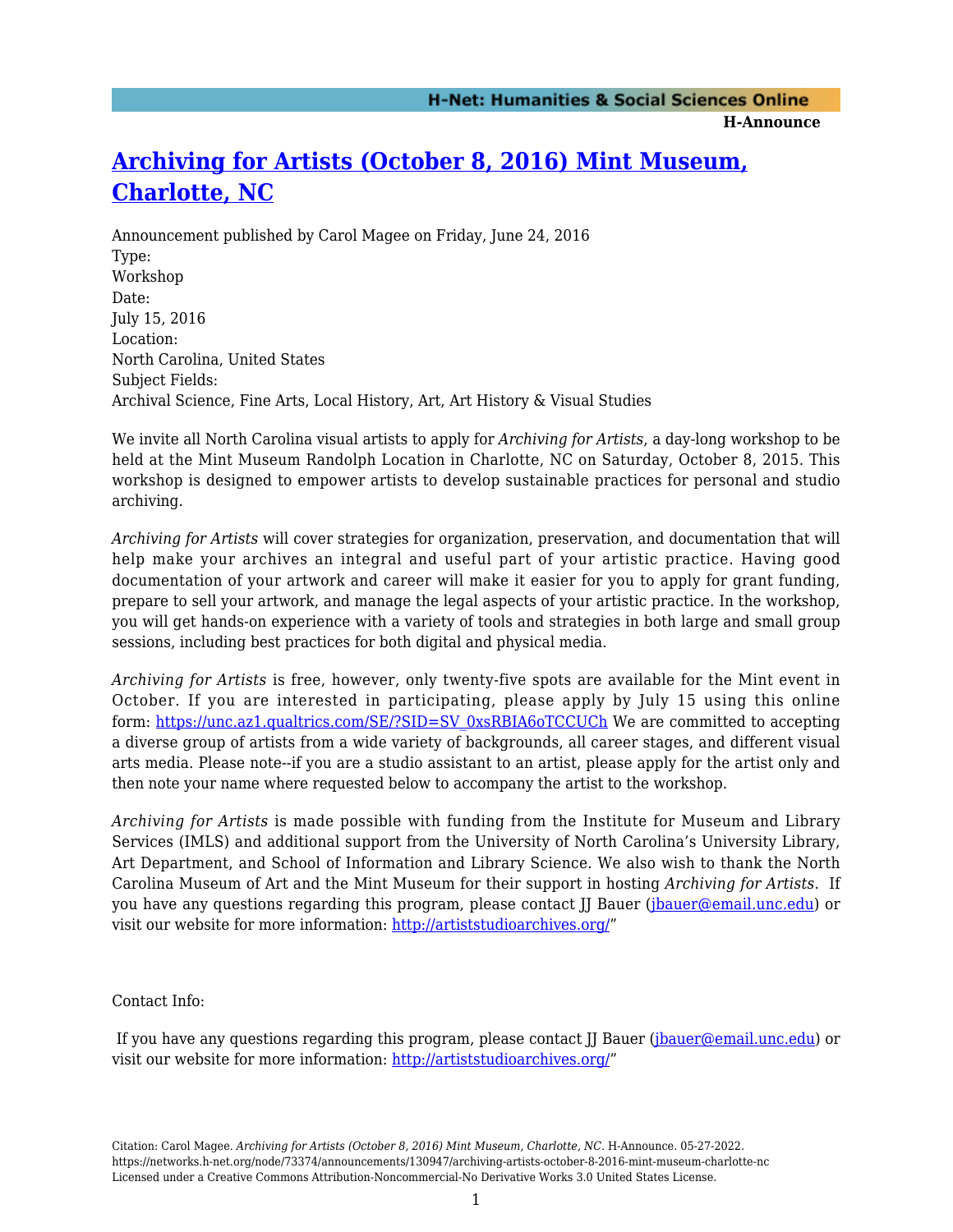# [Archiving for Artists (October 8, 2016) Mint Museum, Charlotte, NC](https://networks.h-net.org/node/73374/announcements/130947/archiving-artists-october-8-2016-mint-museum-charlotte-nc)

Announcement published by Carol Magee on Friday, June 24, 2016

Type:
Workshop

Date:
July 15, 2016

Location:
North Carolina, United States

Subject Fields:
Archival Science, Fine Arts, Local History, Art, Art History & Visual Studies

We invite all North Carolina visual artists to apply for *Archiving for Artists*, a day-long workshop to be held at the Mint Museum Randolph Location in Charlotte, NC on Saturday, October 8, 2015. This workshop is designed to empower artists to develop sustainable practices for personal and studio archiving.

*Archiving for Artists* will cover strategies for organization, preservation, and documentation that will help make your archives an integral and useful part of your artistic practice. Having good documentation of your artwork and career will make it easier for you to apply for grant funding, prepare to sell your artwork, and manage the legal aspects of your artistic practice. In the workshop, you will get hands-on experience with a variety of tools and strategies in both large and small group sessions, including best practices for both digital and physical media.

*Archiving for Artists* is free, however, only twenty-five spots are available for the Mint event in October. If you are interested in participating, please apply by July 15 using this online form: [https://unc.az1.qualtrics.com/SE/?SID=SV_0xsRBIA6oTCCUCh](https://unc.az1.qualtrics.com/SE/?SID=SV_0xsRBIA6oTCCUCh) We are committed to accepting a diverse group of artists from a wide variety of backgrounds, all career stages, and different visual arts media. Please note--if you are a studio assistant to an artist, please apply for the artist only and then note your name where requested below to accompany the artist to the workshop.

*Archiving for Artists* is made possible with funding from the Institute for Museum and Library Services (IMLS) and additional support from the University of North Carolina's University Library, Art Department, and School of Information and Library Science. We also wish to thank the North Carolina Museum of Art and the Mint Museum for their support in hosting *Archiving for Artists*. If you have any questions regarding this program, please contact JJ Bauer ([jbauer@email.unc.edu](mailto:jbauer@email.unc.edu)) or visit our website for more information: [http://artiststudioarchives.org/](http://artiststudioarchives.org/)"

Contact Info:

If you have any questions regarding this program, please contact JJ Bauer ([jbauer@email.unc.edu](mailto:jbauer@email.unc.edu)) or visit our website for more information: [http://artiststudioarchives.org/](http://artiststudioarchives.org/)"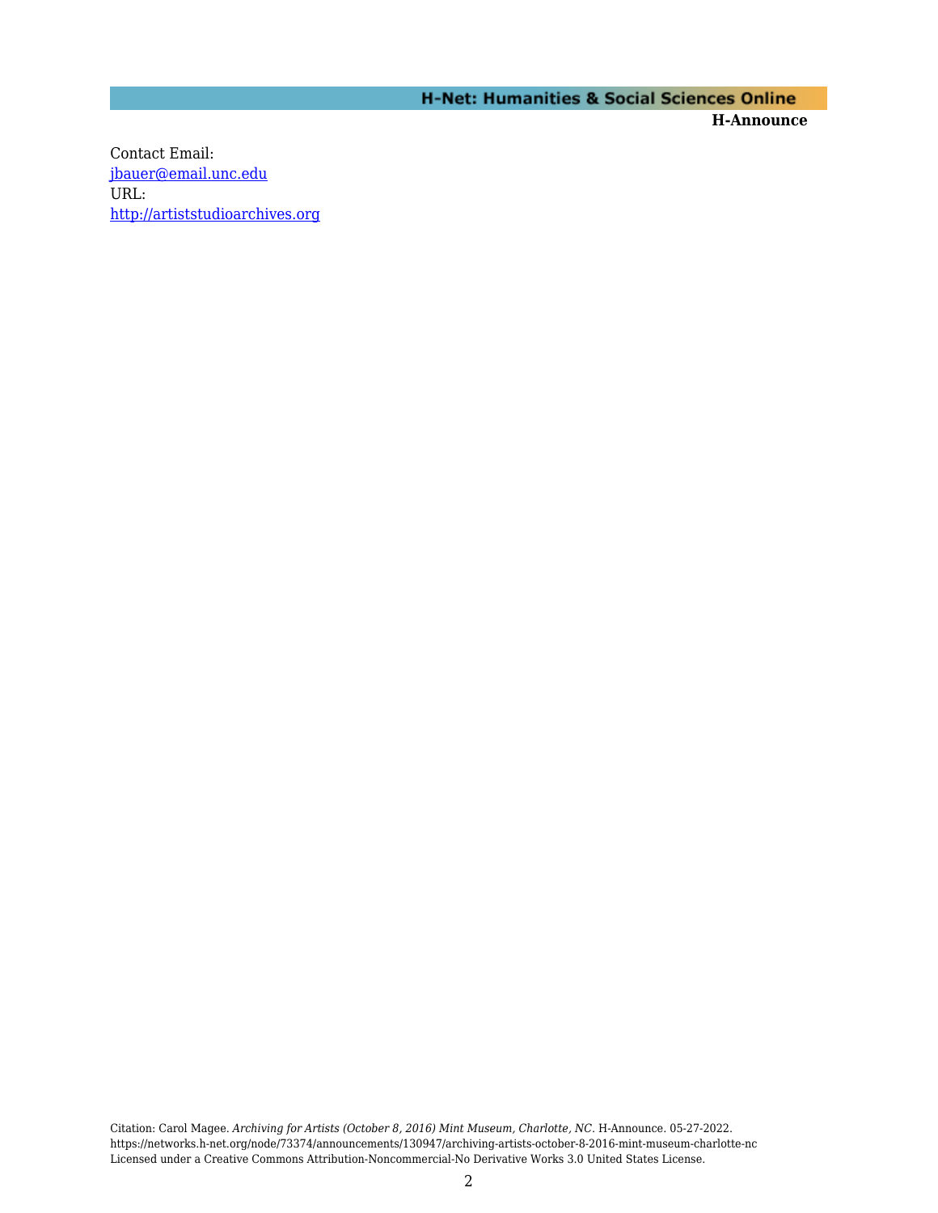Contact Email:
jbauer@email.unc.edu
URL:
http://artiststudioarchives.org